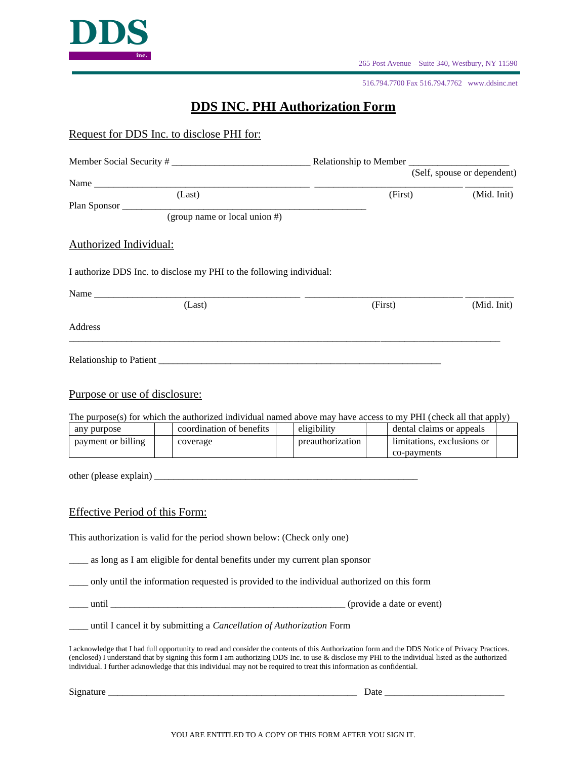DDS inc.

265 Post Avenue – Suite 340, Westbury, NY 11590

516.794.7700 Fax 516.794.7762 www.ddsinc.net

# DDS INC. PHI Authorization Form

## Request for DDS Inc. to disclose PHI for:

Member Social Security # ____________________________ Relationship to Member ____________________
(Self, spouse or dependent)

Name ___________________________________________ ______________________________ __________
(Last) (First) (Mid. Init)

Plan Sponsor __________________________________________________
(group name or local union #)

## Authorized Individual:

I authorize DDS Inc. to disclose my PHI to the following individual:

Name __________________________________________ ________________________________ __________
(Last) (First) (Mid. Init)

Address

________________________________________________________________________________________

Relationship to Patient __________________________________________________________

## Purpose or use of disclosure:

The purpose(s) for which the authorized individual named above may have access to my PHI (check all that apply)

| any purpose | | coordination of benefits | | eligibility | | dental claims or appeals | |
|---|---|---|---|---|---|---|---|
| payment or billing | | coverage | | preauthorization | | limitations, exclusions or co-payments | |

other (please explain) ______________________________________________________

## Effective Period of this Form:

This authorization is valid for the period shown below: (Check only one)

____ as long as I am eligible for dental benefits under my current plan sponsor

____ only until the information requested is provided to the individual authorized on this form

____ until ________________________________________________ (provide a date or event)

____ until I cancel it by submitting a *Cancellation of Authorization* Form

I acknowledge that I had full opportunity to read and consider the contents of this Authorization form and the DDS Notice of Privacy Practices. (enclosed) I understand that by signing this form I am authorizing DDS Inc. to use & disclose my PHI to the individual listed as the authorized individual. I further acknowledge that this individual may not be required to treat this information as confidential.

Signature ___________________________________________________ Date ________________________

YOU ARE ENTITLED TO A COPY OF THIS FORM AFTER YOU SIGN IT.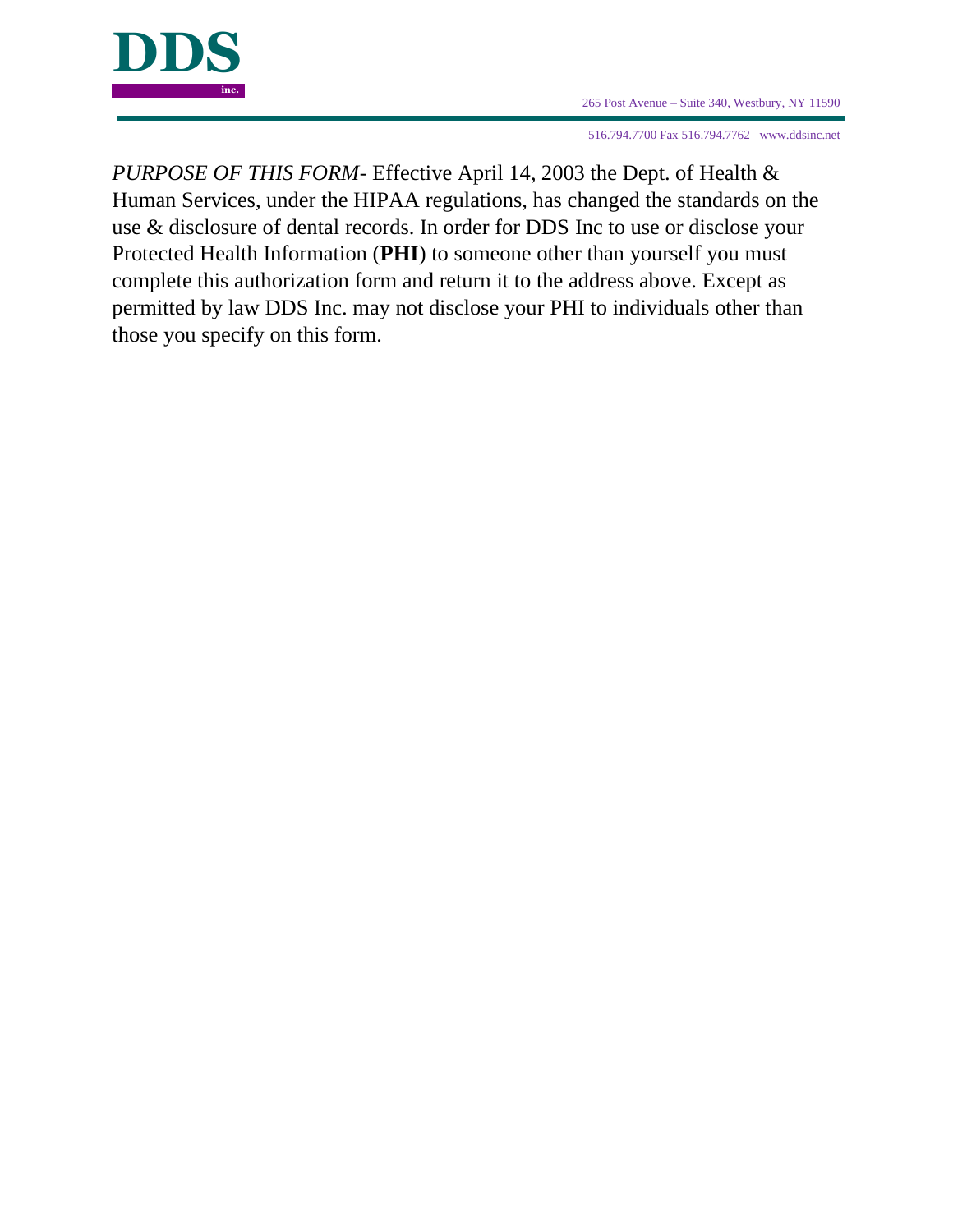# DDS

inc.

265 Post Avenue – Suite 340, Westbury, NY 11590

516.794.7700 Fax 516.794.7762 www.ddsinc.net

*PURPOSE OF THIS FORM*- Effective April 14, 2003 the Dept. of Health & Human Services, under the HIPAA regulations, has changed the standards on the use & disclosure of dental records. In order for DDS Inc to use or disclose your Protected Health Information (**PHI**) to someone other than yourself you must complete this authorization form and return it to the address above. Except as permitted by law DDS Inc. may not disclose your PHI to individuals other than those you specify on this form.